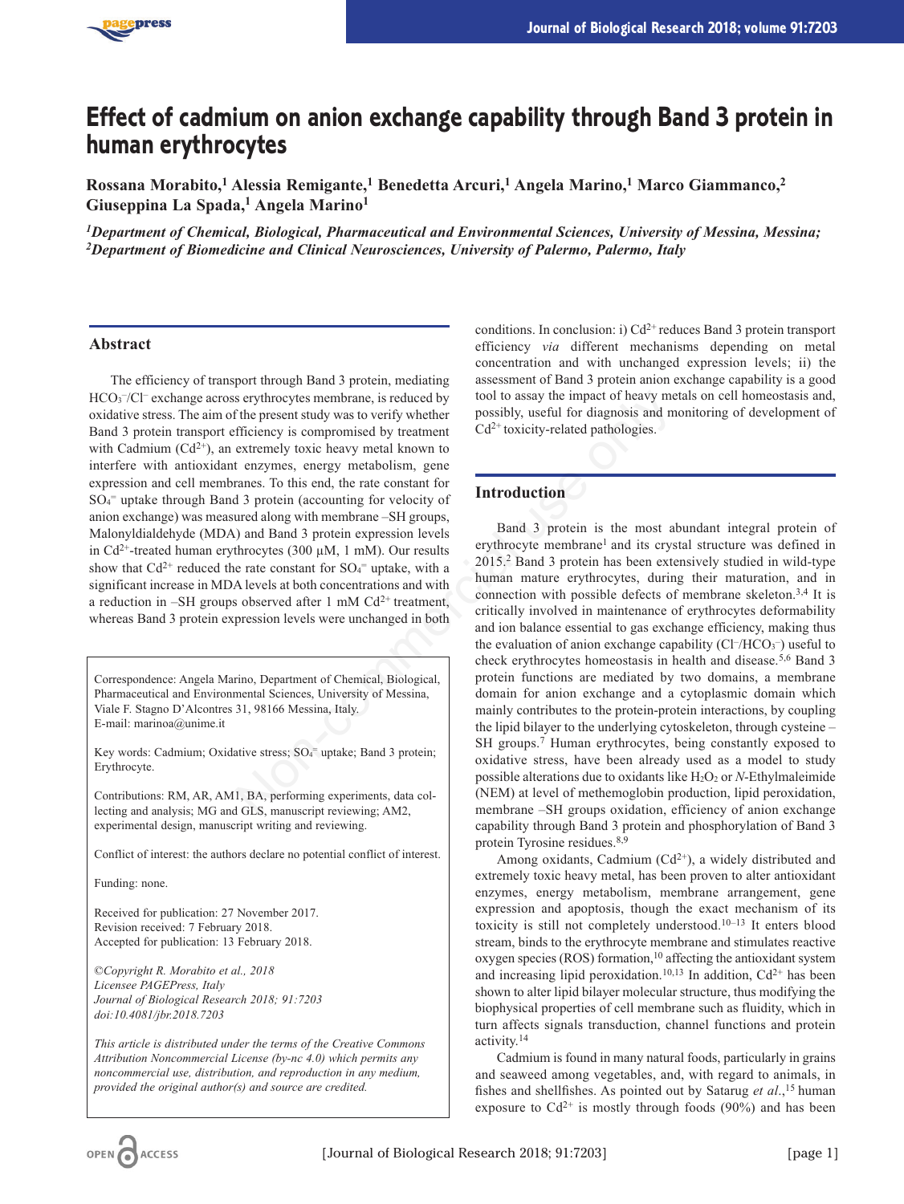# Effect of cadmium on anion exchange capability through Band 3 protein in human erythrocytes

**Rossana Morabito,[1] Alessia Remigante,[1] Benedetta Arcuri,[1] Angela Marino,[1] Marco Giammanco,[2] Giuseppina La Spada,[1] Angela Marino[1]**

*[1]Department of Chemical, Biological, Pharmaceutical and Environmental Sciences, University of Messina, Messina; [2]Department of Biomedicine and Clinical Neurosciences, University of Palermo, Palermo, Italy*

## Abstract

The efficiency of transport through Band 3 protein, mediating $HCO_3^-/Cl^-$ exchange across erythrocytes membrane, is reduced by oxidative stress. The aim of the present study was to verify whether Band 3 protein transport efficiency is compromised by treatment with Cadmium ($Cd^{2+}$), an extremely toxic heavy metal known to interfere with antioxidant enzymes, energy metabolism, gene expression and cell membranes. To this end, the rate constant for $SO_4^{=}$ uptake through Band 3 protein (accounting for velocity of anion exchange) was measured along with membrane –SH groups, Malonyldialdehyde (MDA) and Band 3 protein expression levels in $Cd^{2+}$-treated human erythrocytes (300 µM, 1 mM). Our results show that $Cd^{2+}$ reduced the rate constant for $SO_4^{=}$ uptake, with a significant increase in MDA levels at both concentrations and with a reduction in –SH groups observed after 1 mM $Cd^{2+}$ treatment, whereas Band 3 protein expression levels were unchanged in both conditions. In conclusion: i) $Cd^{2+}$ reduces Band 3 protein transport efficiency *via* different mechanisms depending on metal concentration and with unchanged expression levels; ii) the assessment of Band 3 protein anion exchange capability is a good tool to assay the impact of heavy metals on cell homeostasis and, possibly, useful for diagnosis and monitoring of development of $Cd^{2+}$ toxicity-related pathologies.

Correspondence: Angela Marino, Department of Chemical, Biological, Pharmaceutical and Environmental Sciences, University of Messina, Viale F. Stagno D'Alcontres 31, 98166 Messina, Italy.
E-mail: marinoa@unime.it

Key words: Cadmium; Oxidative stress; $SO_4^{=}$ uptake; Band 3 protein; Erythrocyte.

Contributions: RM, AR, AM1, BA, performing experiments, data collecting and analysis; MG and GLS, manuscript reviewing; AM2, experimental design, manuscript writing and reviewing.

Conflict of interest: the authors declare no potential conflict of interest.

Funding: none.

Received for publication: 27 November 2017.
Revision received: 7 February 2018.
Accepted for publication: 13 February 2018.

*©Copyright R. Morabito et al., 2018*
*Licensee PAGEPress, Italy*
*Journal of Biological Research 2018; 91:7203*
*doi:10.4081/jbr.2018.7203*

*This article is distributed under the terms of the Creative Commons Attribution Noncommercial License (by-nc 4.0) which permits any noncommercial use, distribution, and reproduction in any medium, provided the original author(s) and source are credited.*

## Introduction

Band 3 protein is the most abundant integral protein of erythrocyte membrane[1] and its crystal structure was defined in 2015.[2] Band 3 protein has been extensively studied in wild-type human mature erythrocytes, during their maturation, and in connection with possible defects of membrane skeleton.[3,4] It is critically involved in maintenance of erythrocytes deformability and ion balance essential to gas exchange efficiency, making thus the evaluation of anion exchange capability ($Cl^-/HCO_3^-$) useful to check erythrocytes homeostasis in health and disease.[5,6] Band 3 protein functions are mediated by two domains, a membrane domain for anion exchange and a cytoplasmic domain which mainly contributes to the protein-protein interactions, by coupling the lipid bilayer to the underlying cytoskeleton, through cysteine – SH groups.[7] Human erythrocytes, being constantly exposed to oxidative stress, have been already used as a model to study possible alterations due to oxidants like $H_2O_2$ or *N*-Ethylmaleimide (NEM) at level of methemoglobin production, lipid peroxidation, membrane –SH groups oxidation, efficiency of anion exchange capability through Band 3 protein and phosphorylation of Band 3 protein Tyrosine residues.[8,9]

Among oxidants, Cadmium ($Cd^{2+}$), a widely distributed and extremely toxic heavy metal, has been proven to alter antioxidant enzymes, energy metabolism, membrane arrangement, gene expression and apoptosis, though the exact mechanism of its toxicity is still not completely understood.[10–13] It enters blood stream, binds to the erythrocyte membrane and stimulates reactive oxygen species (ROS) formation,[10] affecting the antioxidant system and increasing lipid peroxidation.[10,13] In addition, $Cd^{2+}$ has been shown to alter lipid bilayer molecular structure, thus modifying the biophysical properties of cell membrane such as fluidity, which in turn affects signals transduction, channel functions and protein activity.[14]

Cadmium is found in many natural foods, particularly in grains and seaweed among vegetables, and, with regard to animals, in fishes and shellfishes. As pointed out by Satarug *et al.*,[15] human exposure to $Cd^{2+}$ is mostly through foods (90%) and has been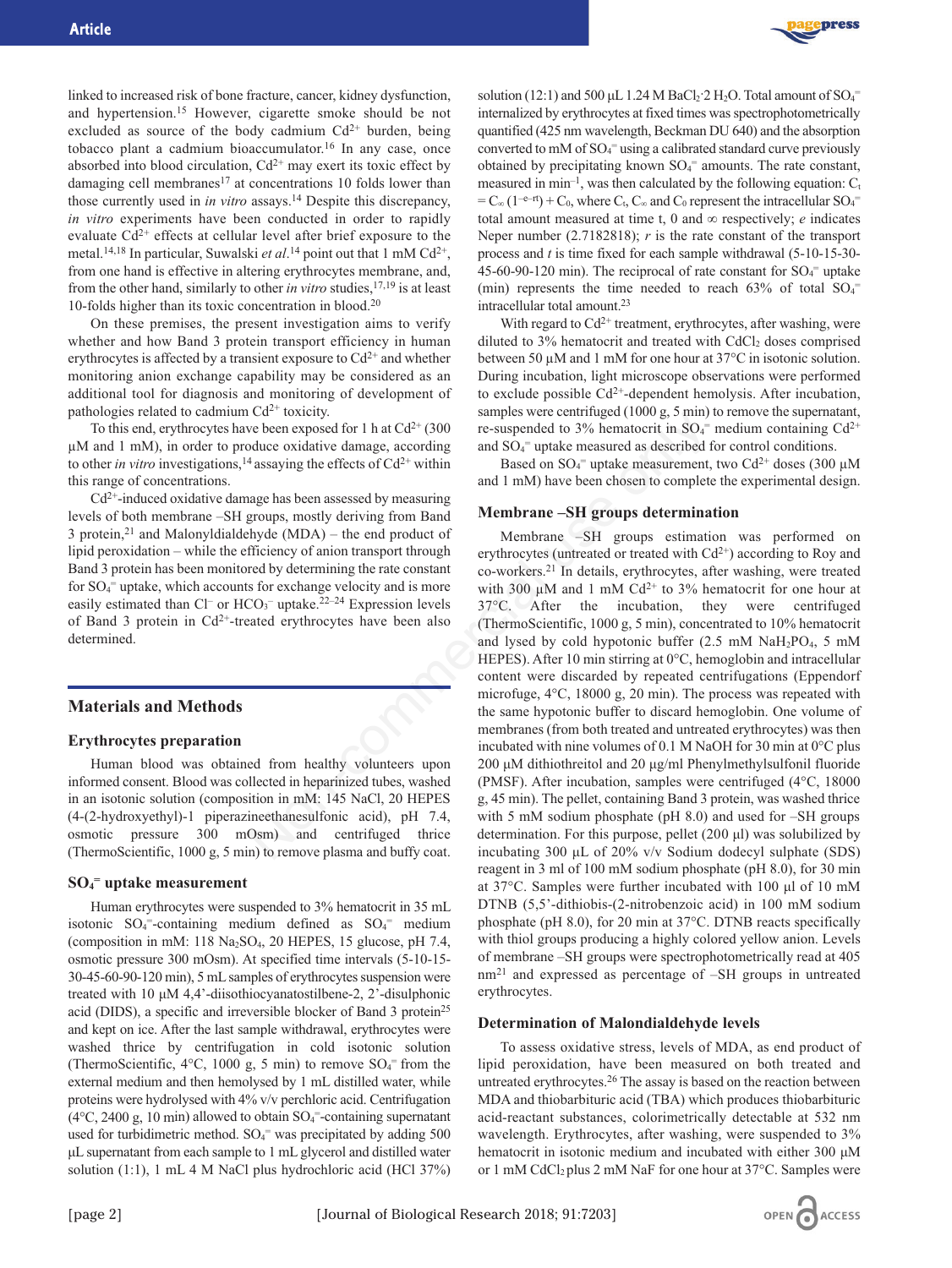linked to increased risk of bone fracture, cancer, kidney dysfunction, and hypertension.[15] However, cigarette smoke should be not excluded as source of the body cadmium $Cd^{2+}$ burden, being tobacco plant a cadmium bioaccumulator.[16] In any case, once absorbed into blood circulation, $Cd^{2+}$ may exert its toxic effect by damaging cell membranes[17] at concentrations 10 folds lower than those currently used in *in vitro* assays.[14] Despite this discrepancy, *in vitro* experiments have been conducted in order to rapidly evaluate $Cd^{2+}$ effects at cellular level after brief exposure to the metal.[14,18] In particular, Suwalski *et al*.[14] point out that 1 mM $Cd^{2+}$, from one hand is effective in altering erythrocytes membrane, and, from the other hand, similarly to other *in vitro* studies,[17,19] is at least 10-folds higher than its toxic concentration in blood.[20]

On these premises, the present investigation aims to verify whether and how Band 3 protein transport efficiency in human erythrocytes is affected by a transient exposure to $Cd^{2+}$ and whether monitoring anion exchange capability may be considered as an additional tool for diagnosis and monitoring of development of pathologies related to cadmium $Cd^{2+}$ toxicity.

To this end, erythrocytes have been exposed for 1 h at $Cd^{2+}$ (300 μM and 1 mM), in order to produce oxidative damage, according to other *in vitro* investigations,[14] assaying the effects of $Cd^{2+}$ within this range of concentrations.

$Cd^{2+}$-induced oxidative damage has been assessed by measuring levels of both membrane –SH groups, mostly deriving from Band 3 protein,[21] and Malonyldialdehyde (MDA) – the end product of lipid peroxidation – while the efficiency of anion transport through Band 3 protein has been monitored by determining the rate constant for $SO_4^{=}$ uptake, which accounts for exchange velocity and is more easily estimated than $Cl^-$ or $HCO_3^-$ uptake.[22–24] Expression levels of Band 3 protein in $Cd^{2+}$-treated erythrocytes have been also determined.

## Materials and Methods

### Erythrocytes preparation

Human blood was obtained from healthy volunteers upon informed consent. Blood was collected in heparinized tubes, washed in an isotonic solution (composition in mM: 145 NaCl, 20 HEPES (4-(2-hydroxyethyl)-1 piperazineethanesulfonic acid), pH 7.4, osmotic pressure 300 mOsm) and centrifuged thrice (ThermoScientific, 1000 g, 5 min) to remove plasma and buffy coat.

### $SO_4^{=}$ uptake measurement

Human erythrocytes were suspended to 3% hematocrit in 35 mL isotonic $SO_4^{=}$-containing medium defined as $SO_4^{=}$ medium (composition in mM: 118 $Na_2SO_4$, 20 HEPES, 15 glucose, pH 7.4, osmotic pressure 300 mOsm). At specified time intervals (5-10-15-30-45-60-90-120 min), 5 mL samples of erythrocytes suspension were treated with 10 μM 4,4'-diisothiocyanatostilbene-2, 2'-disulphonic acid (DIDS), a specific and irreversible blocker of Band 3 protein[25] and kept on ice. After the last sample withdrawal, erythrocytes were washed thrice by centrifugation in cold isotonic solution (ThermoScientific, 4°C, 1000 g, 5 min) to remove $SO_4^{=}$ from the external medium and then hemolysed by 1 mL distilled water, while proteins were hydrolysed with 4% v/v perchloric acid. Centrifugation (4°C, 2400 g, 10 min) allowed to obtain $SO_4^{=}$-containing supernatant used for turbidimetric method. $SO_4^{=}$ was precipitated by adding 500 μL supernatant from each sample to 1 mL glycerol and distilled water solution (1:1), 1 mL 4 M NaCl plus hydrochloric acid (HCl 37%) solution (12:1) and 500 μL 1.24 M $BaCl_2 \cdot 2H_2O$. Total amount of $SO_4^{=}$ internalized by erythrocytes at fixed times was spectrophotometrically quantified (425 nm wavelength, Beckman DU 640) and the absorption converted to mM of $SO_4^{=}$ using a calibrated standard curve previously obtained by precipitating known $SO_4^{=}$ amounts. The rate constant, measured in $min^{-1}$, was then calculated by the following equation: $C_t = C_\infty (1-e^{-rt}) + C_0$, where $C_t$, $C_\infty$ and $C_0$ represent the intracellular $SO_4^{=}$ total amount measured at time t, 0 and ∞ respectively; *e* indicates Neper number (2.7182818); *r* is the rate constant of the transport process and *t* is time fixed for each sample withdrawal (5-10-15-30-45-60-90-120 min). The reciprocal of rate constant for $SO_4^{=}$ uptake (min) represents the time needed to reach 63% of total $SO_4^{=}$ intracellular total amount.[23]

With regard to $Cd^{2+}$ treatment, erythrocytes, after washing, were diluted to 3% hematocrit and treated with $CdCl_2$ doses comprised between 50 μM and 1 mM for one hour at 37°C in isotonic solution. During incubation, light microscope observations were performed to exclude possible $Cd^{2+}$-dependent hemolysis. After incubation, samples were centrifuged (1000 g, 5 min) to remove the supernatant, re-suspended to 3% hematocrit in $SO_4^{=}$ medium containing $Cd^{2+}$ and $SO_4^{=}$ uptake measured as described for control conditions.

Based on $SO_4^{=}$ uptake measurement, two $Cd^{2+}$ doses (300 μM and 1 mM) have been chosen to complete the experimental design.

### Membrane –SH groups determination

Membrane –SH groups estimation was performed on erythrocytes (untreated or treated with $Cd^{2+}$) according to Roy and co-workers.[21] In details, erythrocytes, after washing, were treated with 300 μM and 1 mM $Cd^{2+}$ to 3% hematocrit for one hour at 37°C. After the incubation, they were centrifuged (ThermoScientific, 1000 g, 5 min), concentrated to 10% hematocrit and lysed by cold hypotonic buffer (2.5 mM $NaH_2PO_4$, 5 mM HEPES). After 10 min stirring at 0°C, hemoglobin and intracellular content were discarded by repeated centrifugations (Eppendorf microfuge, 4°C, 18000 g, 20 min). The process was repeated with the same hypotonic buffer to discard hemoglobin. One volume of membranes (from both treated and untreated erythrocytes) was then incubated with nine volumes of 0.1 M NaOH for 30 min at 0°C plus 200 μM dithiothreitol and 20 μg/ml Phenylmethylsulfonil fluoride (PMSF). After incubation, samples were centrifuged (4°C, 18000 g, 45 min). The pellet, containing Band 3 protein, was washed thrice with 5 mM sodium phosphate (pH 8.0) and used for –SH groups determination. For this purpose, pellet (200 μl) was solubilized by incubating 300 μL of 20% v/v Sodium dodecyl sulphate (SDS) reagent in 3 ml of 100 mM sodium phosphate (pH 8.0), for 30 min at 37°C. Samples were further incubated with 100 μl of 10 mM DTNB (5,5'-dithiobis-(2-nitrobenzoic acid) in 100 mM sodium phosphate (pH 8.0), for 20 min at 37°C. DTNB reacts specifically with thiol groups producing a highly colored yellow anion. Levels of membrane –SH groups were spectrophotometrically read at 405 nm[21] and expressed as percentage of –SH groups in untreated erythrocytes.

### Determination of Malondialdehyde levels

To assess oxidative stress, levels of MDA, as end product of lipid peroxidation, have been measured on both treated and untreated erythrocytes.[26] The assay is based on the reaction between MDA and thiobarbituric acid (TBA) which produces thiobarbituric acid-reactant substances, colorimetrically detectable at 532 nm wavelength. Erythrocytes, after washing, were suspended to 3% hematocrit in isotonic medium and incubated with either 300 μM or 1 mM $CdCl_2$ plus 2 mM NaF for one hour at 37°C. Samples were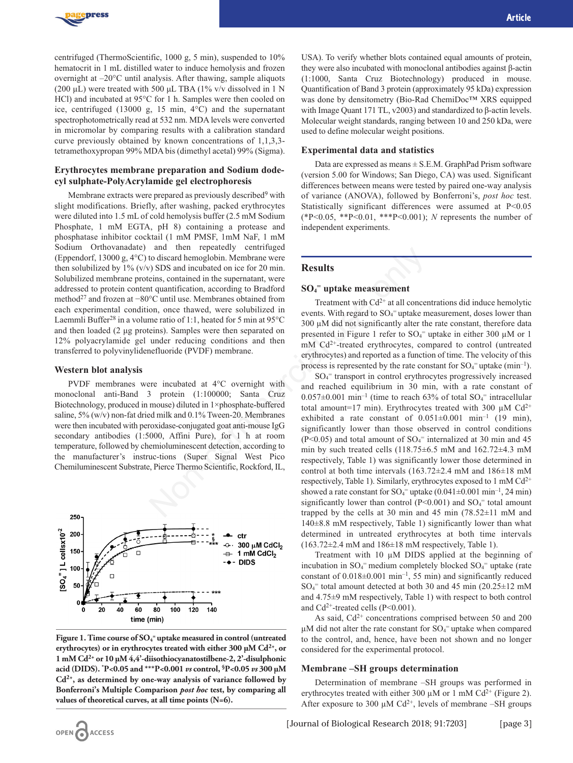centrifuged (ThermoScientific, 1000 g, 5 min), suspended to 10% hematocrit in 1 mL distilled water to induce hemolysis and frozen overnight at –20°C until analysis. After thawing, sample aliquots (200 μL) were treated with 500 μL TBA (1% v/v dissolved in 1 N HCl) and incubated at 95°C for 1 h. Samples were then cooled on ice, centrifuged (13000 g, 15 min, 4°C) and the supernatant spectrophotometrically read at 532 nm. MDA levels were converted in micromolar by comparing results with a calibration standard curve previously obtained by known concentrations of 1,1,3,3-tetramethoxypropan 99% MDA bis (dimethyl acetal) 99% (Sigma).

### Erythrocytes membrane preparation and Sodium dodecyl sulphate-PolyAcrylamide gel electrophoresis

Membrane extracts were prepared as previously described[9] with slight modifications. Briefly, after washing, packed erythrocytes were diluted into 1.5 mL of cold hemolysis buffer (2.5 mM Sodium Phosphate, 1 mM EGTA, pH 8) containing a protease and phosphatase inhibitor cocktail (1 mM PMSF, 1mM NaF, 1 mM Sodium Orthovanadate) and then repeatedly centrifuged (Eppendorf, 13000 g, 4°C) to discard hemoglobin. Membrane were then solubilized by 1% (v/v) SDS and incubated on ice for 20 min. Solubilized membrane proteins, contained in the supernatant, were addressed to protein content quantification, according to Bradford method[27] and frozen at −80°C until use. Membranes obtained from each experimental condition, once thawed, were solubilized in Laemmli Buffer[28] in a volume ratio of 1:1, heated for 5 min at 95°C and then loaded (2 μg proteins). Samples were then separated on 12% polyacrylamide gel under reducing conditions and then transferred to polyvinylidenefluoride (PVDF) membrane.

### Western blot analysis

PVDF membranes were incubated at 4°C overnight with monoclonal anti-Band 3 protein (1:100000; Santa Cruz Biotechnology, produced in mouse) diluted in 1×phosphate-buffered saline, 5% (w/v) non-fat dried milk and 0.1% Tween-20. Membranes were then incubated with peroxidase-conjugated goat anti-mouse IgG secondary antibodies (1:5000, Affini Pure), for 1 h at room temperature, followed by chemiluminescent detection, according to the manufacturer's instruc-tions (Super Signal West Pico Chemiluminescent Substrate, Pierce Thermo Scientific, Rockford, IL, USA). To verify whether blots contained equal amounts of protein, they were also incubated with monoclonal antibodies against β-actin (1:1000, Santa Cruz Biotechnology) produced in mouse. Quantification of Band 3 protein (approximately 95 kDa) expression was done by densitometry (Bio-Rad ChemiDoc™ XRS equipped with Image Quant 171 TL, v2003) and standardized to β-actin levels. Molecular weight standards, ranging between 10 and 250 kDa, were used to define molecular weight positions.

### Experimental data and statistics

Data are expressed as means ± S.E.M. GraphPad Prism software (version 5.00 for Windows; San Diego, CA) was used. Significant differences between means were tested by paired one-way analysis of variance (ANOVA), followed by Bonferroni's, *post hoc* test. Statistically significant differences were assumed at $P<0.05$ (*$P<0.05$, **$P<0.01$, ***$P<0.001$); *N* represents the number of independent experiments.

## Results

### $SO_4^=$ uptake measurement

Treatment with $Cd^{2+}$ at all concentrations did induce hemolytic events. With regard to $SO_4^=$ uptake measurement, doses lower than 300 μM did not significantly alter the rate constant, therefore data presented in Figure 1 refer to $SO_4^=$ uptake in either 300 μM or 1 mM $Cd^{2+}$-treated erythrocytes, compared to control (untreated erythrocytes) and reported as a function of time. The velocity of this process is represented by the rate constant for $SO_4^=$ uptake ($min^{-1}$).

$SO_4^=$ transport in control erythrocytes progressively increased and reached equilibrium in 30 min, with a rate constant of 0.057±0.001 $min^{-1}$ (time to reach 63% of total $SO_4^=$ intracellular total amount=17 min). Erythrocytes treated with 300 μM $Cd^{2+}$ exhibited a rate constant of 0.051±0.001 $min^{-1}$ (19 min), significantly lower than those observed in control conditions ($P<0.05$) and total amount of $SO_4^=$ internalized at 30 min and 45 min by such treated cells (118.75±6.5 mM and 162.72±4.3 mM respectively, Table 1) was significantly lower those determined in control at both time intervals (163.72±2.4 mM and 186±18 mM respectively, Table 1). Similarly, erythrocytes exposed to 1 mM $Cd^{2+}$ showed a rate constant for $SO_4^=$ uptake (0.041±0.001 $min^{-1}$, 24 min) significantly lower than control ($P<0.001$) and $SO_4^=$ total amount trapped by the cells at 30 min and 45 min (78.52±11 mM and 140±8.8 mM respectively, Table 1) significantly lower than what determined in untreated erythrocytes at both time intervals (163.72±2.4 mM and 186±18 mM respectively, Table 1).

Treatment with 10 μM DIDS applied at the beginning of incubation in $SO_4^=$ medium completely blocked $SO_4^=$ uptake (rate constant of 0.018±0.001 $min^{-1}$, 55 min) and significantly reduced $SO_4^=$ total amount detected at both 30 and 45 min (20.25±12 mM and 4.75±9 mM respectively, Table 1) with respect to both control and $Cd^{2+}$-treated cells ($P<0.001$).

As said, $Cd^{2+}$ concentrations comprised between 50 and 200 μM did not alter the rate constant for $SO_4^=$ uptake when compared to the control, and, hence, have been not shown and no longer considered for the experimental protocol.

### Membrane –SH groups determination

Determination of membrane –SH groups was performed in erythrocytes treated with either 300 μM or 1 mM $Cd^{2+}$ (Figure 2). After exposure to 300 μM $Cd^{2+}$, levels of membrane –SH groups

**Figure 1. Time course of $SO_4^=$ uptake measured in control (untreated erythrocytes) or in erythrocytes treated with either 300 μM $Cd^{2+}$, or 1 mM $Cd^{2+}$ or 10 μM 4,4'-diisothiocyanatostilbene-2, 2'-disulphonic acid (DIDS). *$P<0.05$ and ***$P<0.001$ *vs* control, §$P<0.05$ *vs* 300 μM $Cd^{2+}$, as determined by one-way analysis of variance followed by Bonferroni's Multiple Comparison *post hoc* test, by comparing all values of theoretical curves, at all time points (N=6).**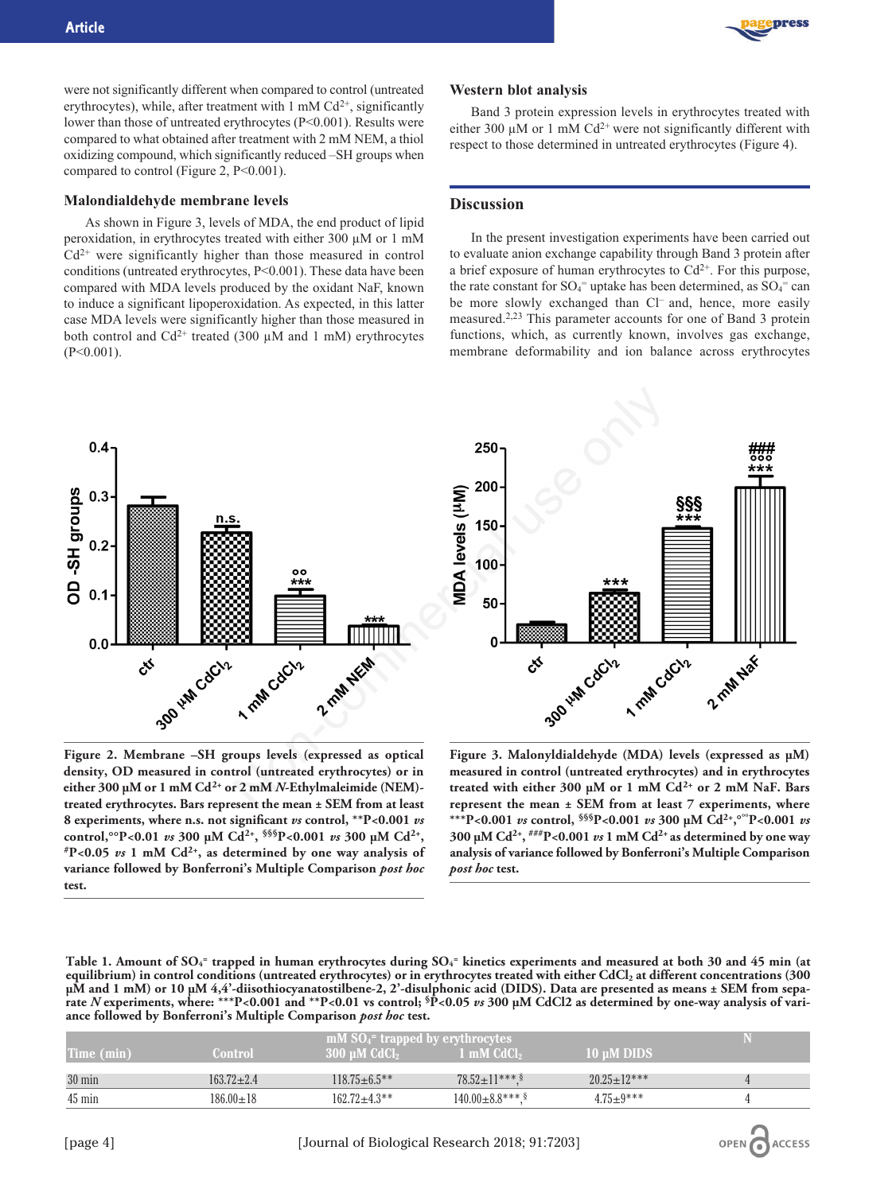were not significantly different when compared to control (untreated erythrocytes), while, after treatment with 1 mM $Cd^{2+}$, significantly lower than those of untreated erythrocytes (P<0.001). Results were compared to what obtained after treatment with 2 mM NEM, a thiol oxidizing compound, which significantly reduced –SH groups when compared to control (Figure 2, P<0.001).

### Malondialdehyde membrane levels

As shown in Figure 3, levels of MDA, the end product of lipid peroxidation, in erythrocytes treated with either 300 µM or 1 mM $Cd^{2+}$ were significantly higher than those measured in control conditions (untreated erythrocytes, P<0.001). These data have been compared with MDA levels produced by the oxidant NaF, known to induce a significant lipoperoxidation. As expected, in this latter case MDA levels were significantly higher than those measured in both control and $Cd^{2+}$ treated (300 µM and 1 mM) erythrocytes (P<0.001).

### Western blot analysis

Band 3 protein expression levels in erythrocytes treated with either 300 µM or 1 mM $Cd^{2+}$ were not significantly different with respect to those determined in untreated erythrocytes (Figure 4).

## Discussion

In the present investigation experiments have been carried out to evaluate anion exchange capability through Band 3 protein after a brief exposure of human erythrocytes to $Cd^{2+}$. For this purpose, the rate constant for $SO_4^{=}$ uptake has been determined, as $SO_4^{=}$ can be more slowly exchanged than $Cl^-$ and, hence, more easily measured.[2,23] This parameter accounts for one of Band 3 protein functions, which, as currently known, involves gas exchange, membrane deformability and ion balance across erythrocytes

**Figure 2. Membrane –SH groups levels (expressed as optical density, OD measured in control (untreated erythrocytes) or in either 300 µM or 1 mM $Cd^{2+}$ or 2 mM *N*-Ethylmaleimide (NEM)-treated erythrocytes. Bars represent the mean ± SEM from at least 8 experiments, where n.s. not significant *vs* control, \*\*P<0.001 *vs* control,°°P<0.01 *vs* 300 µM $Cd^{2+}$, §§§P<0.001 *vs* 300 µM $Cd^{2+}$, #P<0.05 *vs* 1 mM $Cd^{2+}$, as determined by one way analysis of variance followed by Bonferroni's Multiple Comparison *post hoc* test.**

**Figure 3. Malonyldialdehyde (MDA) levels (expressed as µM) measured in control (untreated erythrocytes) and in erythrocytes treated with either 300 µM or 1 mM $Cd^{2+}$ or 2 mM NaF. Bars represent the mean ± SEM from at least 7 experiments, where \*\*\*P<0.001 *vs* control, §§§P<0.001 *vs* 300 µM $Cd^{2+}$,°°°P<0.001 *vs* 300 µM $Cd^{2+}$, ###P<0.001 *vs* 1 mM $Cd^{2+}$ as determined by one way analysis of variance followed by Bonferroni's Multiple Comparison *post hoc* test.**

**Table 1. Amount of $SO_4^{=}$ trapped in human erythrocytes during $SO_4^{=}$ kinetics experiments and measured at both 30 and 45 min (at equilibrium) in control conditions (untreated erythrocytes) or in erythrocytes treated with either $CdCl_2$ at different concentrations (300 µM and 1 mM) or 10 µM 4,4'-diisothiocyanatostilbene-2, 2'-disulphonic acid (DIDS). Data are presented as means ± SEM from separate *N* experiments, where: \*\*\*P<0.001 and \*\*P<0.01 vs control; §P<0.05 *vs* 300 µM CdCl2 as determined by one-way analysis of variance followed by Bonferroni's Multiple Comparison *post hoc* test.**

| Time (min) | mM $SO_4^{=}$ trapped by erythrocytes | | | | N |
|---|---|---|---|---|---|
| | Control | 300 µM $CdCl_2$ | 1 mM $CdCl_2$ | 10 µM DIDS | |
| 30 min | 163.72±2.4 | 118.75±6.5\*\* | 78.52±11\*\*\*,§ | 20.25±12\*\*\* | 4 |
| 45 min | 186.00±18 | 162.72±4.3\*\* | 140.00±8.8\*\*\*,§ | 4.75±9\*\*\* | 4 |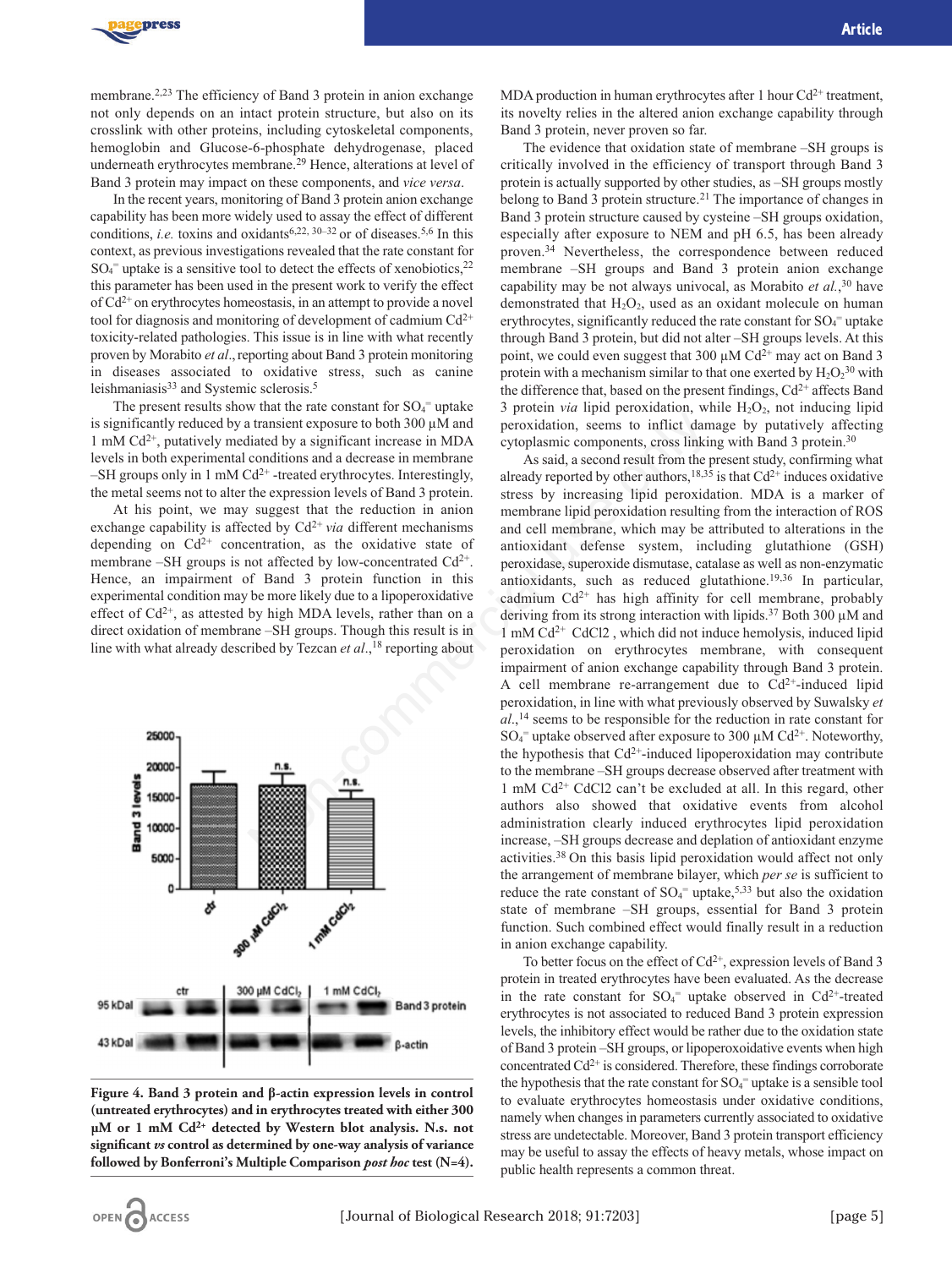membrane.[2,23] The efficiency of Band 3 protein in anion exchange not only depends on an intact protein structure, but also on its crosslink with other proteins, including cytoskeletal components, hemoglobin and Glucose-6-phosphate dehydrogenase, placed underneath erythrocytes membrane.[29] Hence, alterations at level of Band 3 protein may impact on these components, and *vice versa*.

In the recent years, monitoring of Band 3 protein anion exchange capability has been more widely used to assay the effect of different conditions, *i.e.* toxins and oxidants[6,22, 30–32] or of diseases.[5,6] In this context, as previous investigations revealed that the rate constant for $SO_4^=$ uptake is a sensitive tool to detect the effects of xenobiotics,[22] this parameter has been used in the present work to verify the effect of $Cd^{2+}$ on erythrocytes homeostasis, in an attempt to provide a novel tool for diagnosis and monitoring of development of cadmium $Cd^{2+}$ toxicity-related pathologies. This issue is in line with what recently proven by Morabito *et al*., reporting about Band 3 protein monitoring in diseases associated to oxidative stress, such as canine leishmaniasis[33] and Systemic sclerosis.[5]

The present results show that the rate constant for $SO_4^=$ uptake is significantly reduced by a transient exposure to both 300 µM and 1 mM $Cd^{2+}$, putatively mediated by a significant increase in MDA levels in both experimental conditions and a decrease in membrane –SH groups only in 1 mM $Cd^{2+}$ -treated erythrocytes. Interestingly, the metal seems not to alter the expression levels of Band 3 protein.

At his point, we may suggest that the reduction in anion exchange capability is affected by $Cd^{2+}$ *via* different mechanisms depending on $Cd^{2+}$ concentration, as the oxidative state of membrane –SH groups is not affected by low-concentrated $Cd^{2+}$. Hence, an impairment of Band 3 protein function in this experimental condition may be more likely due to a lipoperoxidative effect of $Cd^{2+}$, as attested by high MDA levels, rather than on a direct oxidation of membrane –SH groups. Though this result is in line with what already described by Tezcan *et al*.,[18] reporting about MDA production in human erythrocytes after 1 hour $Cd^{2+}$ treatment, its novelty relies in the altered anion exchange capability through Band 3 protein, never proven so far.

The evidence that oxidation state of membrane –SH groups is critically involved in the efficiency of transport through Band 3 protein is actually supported by other studies, as –SH groups mostly belong to Band 3 protein structure.[21] The importance of changes in Band 3 protein structure caused by cysteine –SH groups oxidation, especially after exposure to NEM and pH 6.5, has been already proven.[34] Nevertheless, the correspondence between reduced membrane –SH groups and Band 3 protein anion exchange capability may be not always univocal, as Morabito *et al.*,[30] have demonstrated that $H_2O_2$, used as an oxidant molecule on human erythrocytes, significantly reduced the rate constant for $SO_4^=$ uptake through Band 3 protein, but did not alter –SH groups levels. At this point, we could even suggest that 300 µM $Cd^{2+}$ may act on Band 3 protein with a mechanism similar to that one exerted by $H_2O_2$[30] with the difference that, based on the present findings, $Cd^{2+}$ affects Band 3 protein *via* lipid peroxidation, while $H_2O_2$, not inducing lipid peroxidation, seems to inflict damage by putatively affecting cytoplasmic components, cross linking with Band 3 protein.[30]

As said, a second result from the present study, confirming what already reported by other authors,[18,35] is that $Cd^{2+}$ induces oxidative stress by increasing lipid peroxidation. MDA is a marker of membrane lipid peroxidation resulting from the interaction of ROS and cell membrane, which may be attributed to alterations in the antioxidant defense system, including glutathione (GSH) peroxidase, superoxide dismutase, catalase as well as non-enzymatic antioxidants, such as reduced glutathione.[19,36] In particular, cadmium $Cd^{2+}$ has high affinity for cell membrane, probably deriving from its strong interaction with lipids.[37] Both 300 µM and 1 mM $Cd^{2+}$ CdCl2 , which did not induce hemolysis, induced lipid peroxidation on erythrocytes membrane, with consequent impairment of anion exchange capability through Band 3 protein. A cell membrane re-arrangement due to $Cd^{2+}$-induced lipid peroxidation, in line with what previously observed by Suwalsky *et al.*,[14] seems to be responsible for the reduction in rate constant for $SO_4^=$ uptake observed after exposure to 300 µM $Cd^{2+}$. Noteworthy, the hypothesis that $Cd^{2+}$-induced lipoperoxidation may contribute to the membrane –SH groups decrease observed after treatment with 1 mM $Cd^{2+}$ CdCl2 can't be excluded at all. In this regard, other authors also showed that oxidative events from alcohol administration clearly induced erythrocytes lipid peroxidation increase, –SH groups decrease and deplation of antioxidant enzyme activities.[38] On this basis lipid peroxidation would affect not only the arrangement of membrane bilayer, which *per se* is sufficient to reduce the rate constant of $SO_4^=$ uptake,[5,33] but also the oxidation state of membrane –SH groups, essential for Band 3 protein function. Such combined effect would finally result in a reduction in anion exchange capability.

To better focus on the effect of $Cd^{2+}$, expression levels of Band 3 protein in treated erythrocytes have been evaluated. As the decrease in the rate constant for $SO_4^=$ uptake observed in $Cd^{2+}$-treated erythrocytes is not associated to reduced Band 3 protein expression levels, the inhibitory effect would be rather due to the oxidation state of Band 3 protein –SH groups, or lipoperoxoidative events when high concentrated $Cd^{2+}$ is considered. Therefore, these findings corroborate the hypothesis that the rate constant for $SO_4^=$ uptake is a sensible tool to evaluate erythrocytes homeostasis under oxidative conditions, namely when changes in parameters currently associated to oxidative stress are undetectable. Moreover, Band 3 protein transport efficiency may be useful to assay the effects of heavy metals, whose impact on public health represents a common threat.

**Figure 4. Band 3 protein and β-actin expression levels in control (untreated erythrocytes) and in erythrocytes treated with either 300 µM or 1 mM $Cd^{2+}$ detected by Western blot analysis. N.s. not significant *vs* control as determined by one-way analysis of variance followed by Bonferroni's Multiple Comparison *post hoc* test (N=4).**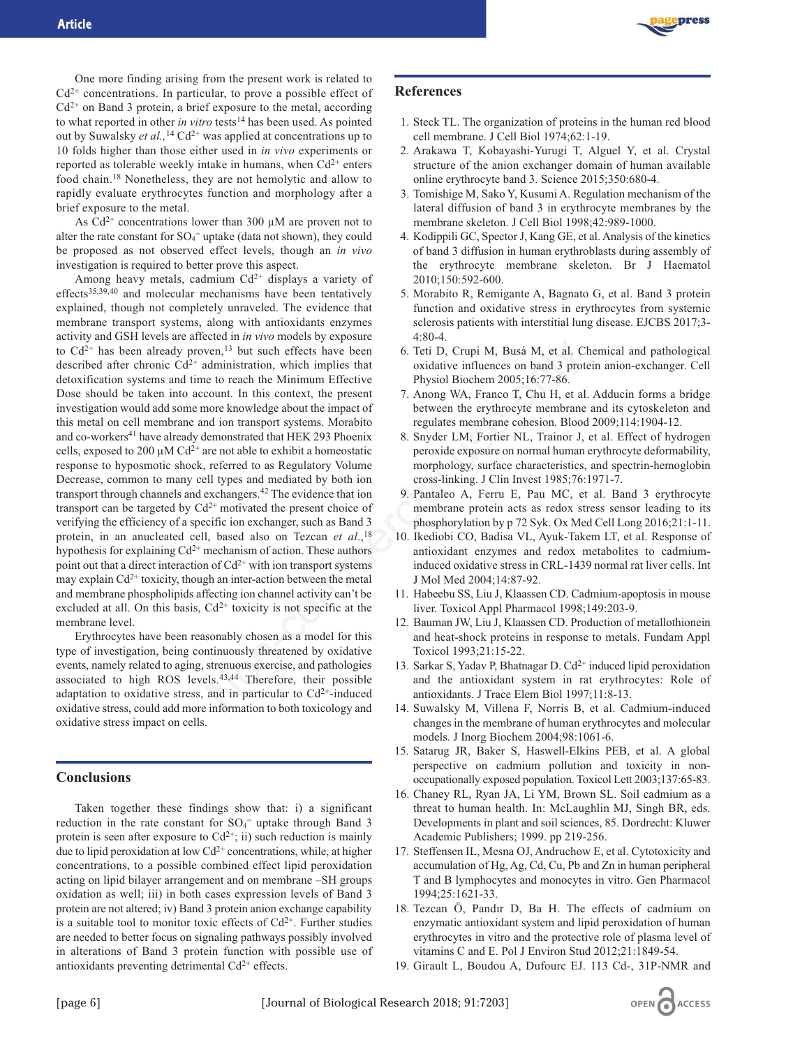One more finding arising from the present work is related to $Cd^{2+}$ concentrations. In particular, to prove a possible effect of $Cd^{2+}$ on Band 3 protein, a brief exposure to the metal, according to what reported in other *in vitro* tests[14] has been used. As pointed out by Suwalsky *et al.*,[14] $Cd^{2+}$ was applied at concentrations up to 10 folds higher than those either used in *in vivo* experiments or reported as tolerable weekly intake in humans, when $Cd^{2+}$ enters food chain.[18] Nonetheless, they are not hemolytic and allow to rapidly evaluate erythrocytes function and morphology after a brief exposure to the metal.

As $Cd^{2+}$ concentrations lower than 300 μM are proven not to alter the rate constant for $SO_4^{=}$ uptake (data not shown), they could be proposed as not observed effect levels, though an *in vivo* investigation is required to better prove this aspect.

Among heavy metals, cadmium $Cd^{2+}$ displays a variety of effects[35,39,40] and molecular mechanisms have been tentatively explained, though not completely unraveled. The evidence that membrane transport systems, along with antioxidants enzymes activity and GSH levels are affected in *in vivo* models by exposure to $Cd^{2+}$ has been already proven,[13] but such effects have been described after chronic $Cd^{2+}$ administration, which implies that detoxification systems and time to reach the Minimum Effective Dose should be taken into account. In this context, the present investigation would add some more knowledge about the impact of this metal on cell membrane and ion transport systems. Morabito and co-workers[41] have already demonstrated that HEK 293 Phoenix cells, exposed to 200 μM $Cd^{2+}$ are not able to exhibit a homeostatic response to hyposmotic shock, referred to as Regulatory Volume Decrease, common to many cell types and mediated by both ion transport through channels and exchangers.[42] The evidence that ion transport can be targeted by $Cd^{2+}$ motivated the present choice of verifying the efficiency of a specific ion exchanger, such as Band 3 protein, in an anucleated cell, based also on Tezcan *et al.*,[18] hypothesis for explaining $Cd^{2+}$ mechanism of action. These authors point out that a direct interaction of $Cd^{2+}$ with ion transport systems may explain $Cd^{2+}$ toxicity, though an inter-action between the metal and membrane phospholipids affecting ion channel activity can't be excluded at all. On this basis, $Cd^{2+}$ toxicity is not specific at the membrane level.

Erythrocytes have been reasonably chosen as a model for this type of investigation, being continuously threatened by oxidative events, namely related to aging, strenuous exercise, and pathologies associated to high ROS levels.[43,44] Therefore, their possible adaptation to oxidative stress, and in particular to $Cd^{2+}$-induced oxidative stress, could add more information to both toxicology and oxidative stress impact on cells.

## Conclusions

Taken together these findings show that: i) a significant reduction in the rate constant for $SO_4^{=}$ uptake through Band 3 protein is seen after exposure to $Cd^{2+}$; ii) such reduction is mainly due to lipid peroxidation at low $Cd^{2+}$ concentrations, while, at higher concentrations, to a possible combined effect lipid peroxidation acting on lipid bilayer arrangement and on membrane –SH groups oxidation as well; iii) in both cases expression levels of Band 3 protein are not altered; iv) Band 3 protein anion exchange capability is a suitable tool to monitor toxic effects of $Cd^{2+}$. Further studies are needed to better focus on signaling pathways possibly involved in alterations of Band 3 protein function with possible use of antioxidants preventing detrimental $Cd^{2+}$ effects.

## References

1. Steck TL. The organization of proteins in the human red blood cell membrane. J Cell Biol 1974;62:1-19.
2. Arakawa T, Kobayashi-Yurugi T, Alguel Y, et al. Crystal structure of the anion exchanger domain of human available online erythrocyte band 3. Science 2015;350:680-4.
3. Tomishige M, Sako Y, Kusumi A. Regulation mechanism of the lateral diffusion of band 3 in erythrocyte membranes by the membrane skeleton. J Cell Biol 1998;42:989-1000.
4. Kodippili GC, Spector J, Kang GE, et al. Analysis of the kinetics of band 3 diffusion in human erythroblasts during assembly of the erythrocyte membrane skeleton. Br J Haematol 2010;150:592-600.
5. Morabito R, Remigante A, Bagnato G, et al. Band 3 protein function and oxidative stress in erythrocytes from systemic sclerosis patients with interstitial lung disease. EJCBS 2017;3-4:80-4.
6. Teti D, Crupi M, Busà M, et al. Chemical and pathological oxidative influences on band 3 protein anion-exchanger. Cell Physiol Biochem 2005;16:77-86.
7. Anong WA, Franco T, Chu H, et al. Adducin forms a bridge between the erythrocyte membrane and its cytoskeleton and regulates membrane cohesion. Blood 2009;114:1904-12.
8. Snyder LM, Fortier NL, Trainor J, et al. Effect of hydrogen peroxide exposure on normal human erythrocyte deformability, morphology, surface characteristics, and spectrin-hemoglobin cross-linking. J Clin Invest 1985;76:1971-7.
9. Pantaleo A, Ferru E, Pau MC, et al. Band 3 erythrocyte membrane protein acts as redox stress sensor leading to its phosphorylation by p 72 Syk. Ox Med Cell Long 2016;21:1-11.
10. Ikediobi CO, Badisa VL, Ayuk-Takem LT, et al. Response of antioxidant enzymes and redox metabolites to cadmium-induced oxidative stress in CRL-1439 normal rat liver cells. Int J Mol Med 2004;14:87-92.
11. Habeebu SS, Liu J, Klaassen CD. Cadmium-apoptosis in mouse liver. Toxicol Appl Pharmacol 1998;149:203-9.
12. Bauman JW, Liu J, Klaassen CD. Production of metallothionein and heat-shock proteins in response to metals. Fundam Appl Toxicol 1993;21:15-22.
13. Sarkar S, Yadav P, Bhatnagar D. $Cd^{2+}$ induced lipid peroxidation and the antioxidant system in rat erythrocytes: Role of antioxidants. J Trace Elem Biol 1997;11:8-13.
14. Suwalsky M, Villena F, Norris B, et al. Cadmium-induced changes in the membrane of human erythrocytes and molecular models. J Inorg Biochem 2004;98:1061-6.
15. Satarug JR, Baker S, Haswell-Elkins PEB, et al. A global perspective on cadmium pollution and toxicity in non-occupationally exposed population. Toxicol Lett 2003;137:65-83.
16. Chaney RL, Ryan JA, Li YM, Brown SL. Soil cadmium as a threat to human health. In: McLaughlin MJ, Singh BR, eds. Developments in plant and soil sciences, 85. Dordrecht: Kluwer Academic Publishers; 1999. pp 219-256.
17. Steffensen IL, Mesna OJ, Andruchow E, et al. Cytotoxicity and accumulation of Hg, Ag, Cd, Cu, Pb and Zn in human peripheral T and B lymphocytes and monocytes in vitro. Gen Pharmacol 1994;25:1621-33.
18. Tezcan Ö, Pandır D, Ba H. The effects of cadmium on enzymatic antioxidant system and lipid peroxidation of human erythrocytes in vitro and the protective role of plasma level of vitamins C and E. Pol J Environ Stud 2012;21:1849-54.
19. Girault L, Boudou A, Dufourc EJ. 113 Cd-, 31P-NMR and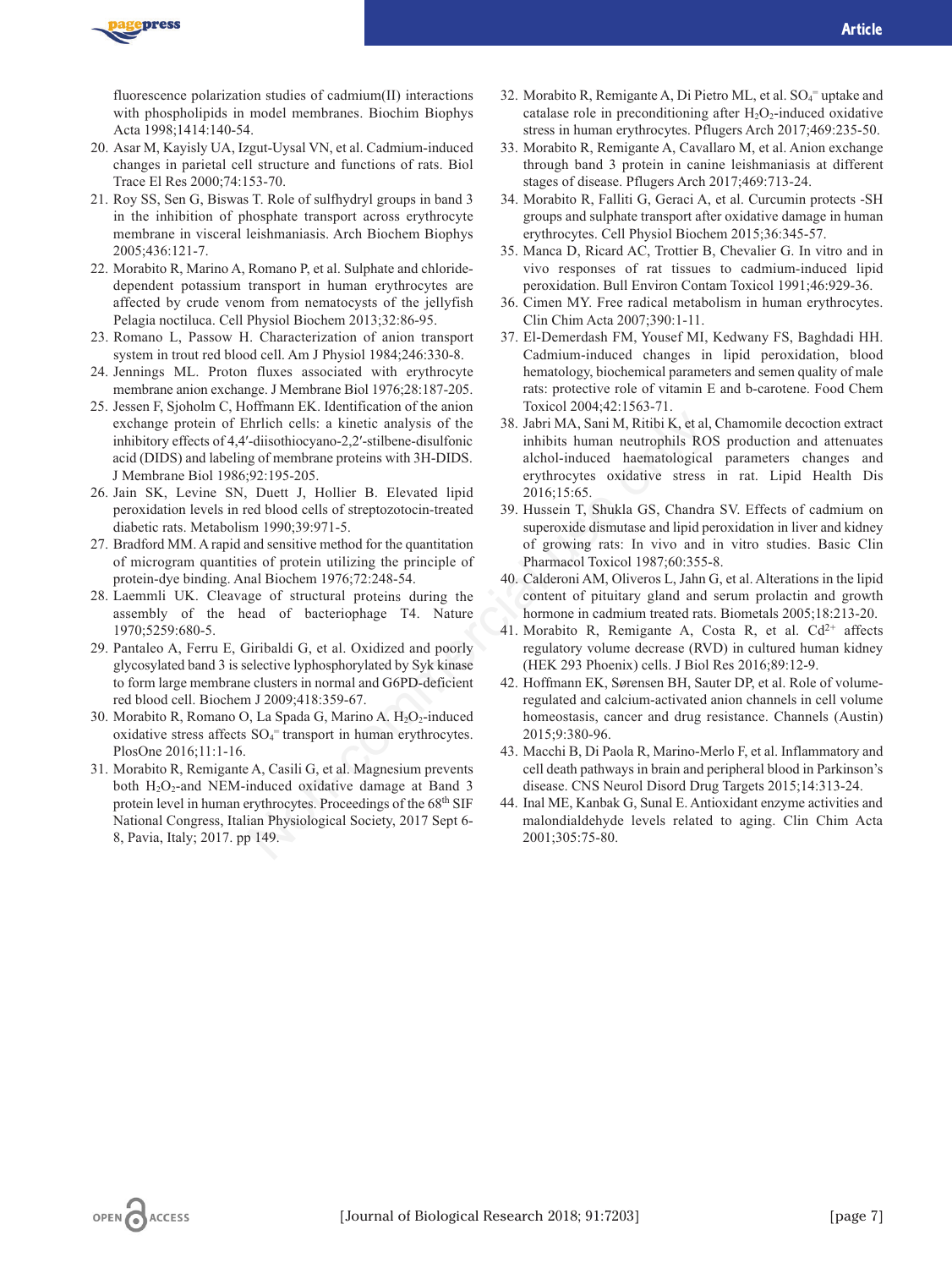fluorescence polarization studies of cadmium(II) interactions with phospholipids in model membranes. Biochim Biophys Acta 1998;1414:140-54.

20. Asar M, Kayisly UA, Izgut-Uysal VN, et al. Cadmium-induced changes in parietal cell structure and functions of rats. Biol Trace El Res 2000;74:153-70.
21. Roy SS, Sen G, Biswas T. Role of sulfhydryl groups in band 3 in the inhibition of phosphate transport across erythrocyte membrane in visceral leishmaniasis. Arch Biochem Biophys 2005;436:121-7.
22. Morabito R, Marino A, Romano P, et al. Sulphate and chloride-dependent potassium transport in human erythrocytes are affected by crude venom from nematocysts of the jellyfish Pelagia noctiluca. Cell Physiol Biochem 2013;32:86-95.
23. Romano L, Passow H. Characterization of anion transport system in trout red blood cell. Am J Physiol 1984;246:330-8.
24. Jennings ML. Proton fluxes associated with erythrocyte membrane anion exchange. J Membrane Biol 1976;28:187-205.
25. Jessen F, Sjoholm C, Hoffmann EK. Identification of the anion exchange protein of Ehrlich cells: a kinetic analysis of the inhibitory effects of 4,4′-diisothiocyano-2,2′-stilbene-disulfonic acid (DIDS) and labeling of membrane proteins with 3H-DIDS. J Membrane Biol 1986;92:195-205.
26. Jain SK, Levine SN, Duett J, Hollier B. Elevated lipid peroxidation levels in red blood cells of streptozotocin-treated diabetic rats. Metabolism 1990;39:971-5.
27. Bradford MM. A rapid and sensitive method for the quantitation of microgram quantities of protein utilizing the principle of protein-dye binding. Anal Biochem 1976;72:248-54.
28. Laemmli UK. Cleavage of structural proteins during the assembly of the head of bacteriophage T4. Nature 1970;5259:680-5.
29. Pantaleo A, Ferru E, Giribaldi G, et al. Oxidized and poorly glycosylated band 3 is selective lyphosphorylated by Syk kinase to form large membrane clusters in normal and G6PD-deficient red blood cell. Biochem J 2009;418:359-67.
30. Morabito R, Romano O, La Spada G, Marino A. $H_2O_2$-induced oxidative stress affects $SO_4^{=}$ transport in human erythrocytes. PlosOne 2016;11:1-16.
31. Morabito R, Remigante A, Casili G, et al. Magnesium prevents both $H_2O_2$-and NEM-induced oxidative damage at Band 3 protein level in human erythrocytes. Proceedings of the 68th SIF National Congress, Italian Physiological Society, 2017 Sept 6-8, Pavia, Italy; 2017. pp 149.
32. Morabito R, Remigante A, Di Pietro ML, et al. $SO_4^{=}$ uptake and catalase role in preconditioning after $H_2O_2$-induced oxidative stress in human erythrocytes. Pflugers Arch 2017;469:235-50.
33. Morabito R, Remigante A, Cavallaro M, et al. Anion exchange through band 3 protein in canine leishmaniasis at different stages of disease. Pflugers Arch 2017;469:713-24.
34. Morabito R, Falliti G, Geraci A, et al. Curcumin protects -SH groups and sulphate transport after oxidative damage in human erythrocytes. Cell Physiol Biochem 2015;36:345-57.
35. Manca D, Ricard AC, Trottier B, Chevalier G. In vitro and in vivo responses of rat tissues to cadmium-induced lipid peroxidation. Bull Environ Contam Toxicol 1991;46:929-36.
36. Cimen MY. Free radical metabolism in human erythrocytes. Clin Chim Acta 2007;390:1-11.
37. El-Demerdash FM, Yousef MI, Kedwany FS, Baghdadi HH. Cadmium-induced changes in lipid peroxidation, blood hematology, biochemical parameters and semen quality of male rats: protective role of vitamin E and b-carotene. Food Chem Toxicol 2004;42:1563-71.
38. Jabri MA, Sani M, Ritibi K, et al, Chamomile decoction extract inhibits human neutrophils ROS production and attenuates alchol-induced haematological parameters changes and erythrocytes oxidative stress in rat. Lipid Health Dis 2016;15:65.
39. Hussein T, Shukla GS, Chandra SV. Effects of cadmium on superoxide dismutase and lipid peroxidation in liver and kidney of growing rats: In vivo and in vitro studies. Basic Clin Pharmacol Toxicol 1987;60:355-8.
40. Calderoni AM, Oliveros L, Jahn G, et al. Alterations in the lipid content of pituitary gland and serum prolactin and growth hormone in cadmium treated rats. Biometals 2005;18:213-20.
41. Morabito R, Remigante A, Costa R, et al. $Cd^{2+}$ affects regulatory volume decrease (RVD) in cultured human kidney (HEK 293 Phoenix) cells. J Biol Res 2016;89:12-9.
42. Hoffmann EK, Sørensen BH, Sauter DP, et al. Role of volume-regulated and calcium-activated anion channels in cell volume homeostasis, cancer and drug resistance. Channels (Austin) 2015;9:380-96.
43. Macchi B, Di Paola R, Marino-Merlo F, et al. Inflammatory and cell death pathways in brain and peripheral blood in Parkinson's disease. CNS Neurol Disord Drug Targets 2015;14:313-24.
44. Inal ME, Kanbak G, Sunal E. Antioxidant enzyme activities and malondialdehyde levels related to aging. Clin Chim Acta 2001;305:75-80.